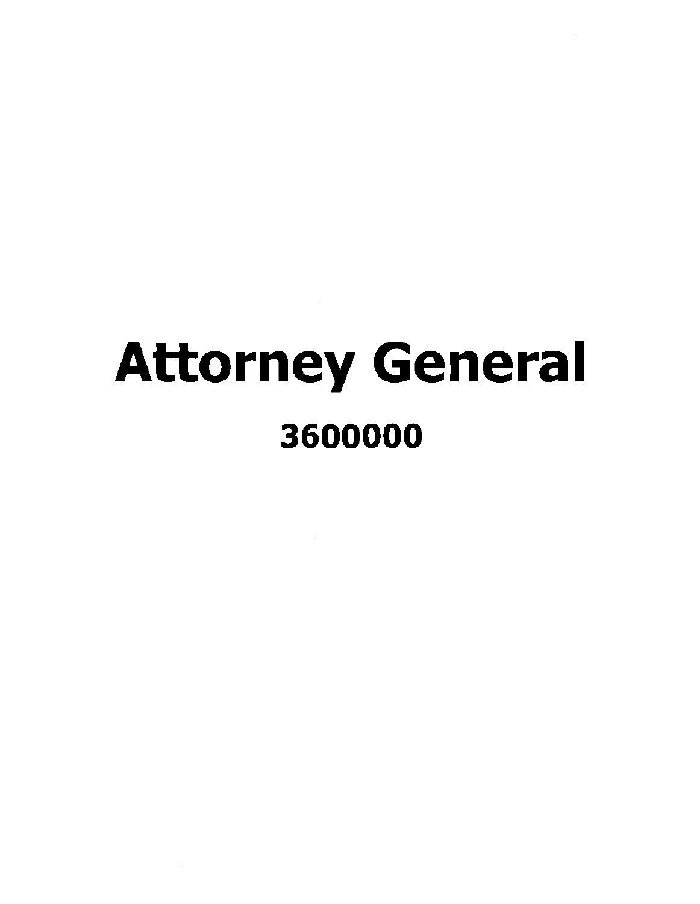# Attorney General

## 3600000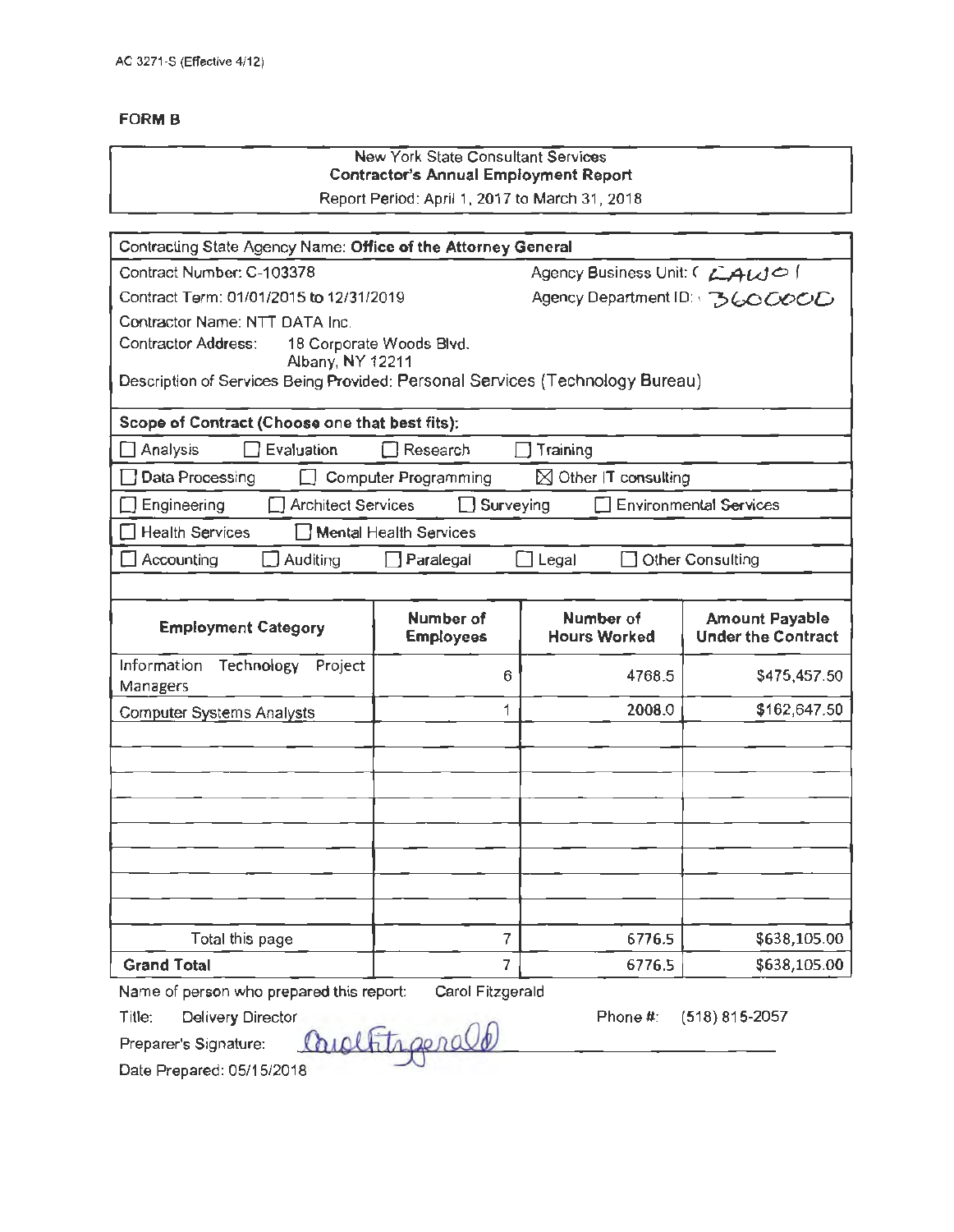AC 3271-S (Effective 4/12)

**FORM B**

New York State Consultant Services
**Contractor's Annual Employment Report**
Report Period: April 1, 2017 to March 31, 2018

Contracting State Agency Name: **Office of the Attorney General**

Contract Number: C-103378 — Agency Business Unit: LAW01

Contract Term: 01/01/2015 to 12/31/2019 — Agency Department ID: 3600000

Contractor Name: NTT DATA Inc.

Contractor Address: 18 Corporate Woods Blvd.
Albany, NY 12211

Description of Services Being Provided: Personal Services (Technology Bureau)

**Scope of Contract (Choose one that best fits):**

☐ Analysis ☐ Evaluation ☐ Research ☐ Training

☐ Data Processing ☐ Computer Programming ☒ Other IT consulting

☐ Engineering ☐ Architect Services ☐ Surveying ☐ Environmental Services

☐ Health Services ☐ Mental Health Services

☐ Accounting ☐ Auditing ☐ Paralegal ☐ Legal ☐ Other Consulting

| Employment Category | Number of Employees | Number of Hours Worked | Amount Payable Under the Contract |
|---|---|---|---|
| Information Technology Project Managers | 6 | 4768.5 | $475,457.50 |
| Computer Systems Analysts | 1 | 2008.0 | $162,647.50 |
| | | | |
| | | | |
| | | | |
| | | | |
| | | | |
| | | | |
| | | | |
| | | | |
| Total this page | 7 | 6776.5 | $638,105.00 |
| **Grand Total** | 7 | 6776.5 | $638,105.00 |

Name of person who prepared this report: Carol Fitzgerald

Title: Delivery Director — Phone #: (518) 815-2057

Preparer's Signature: Carol Fitzgerald

Date Prepared: 05/15/2018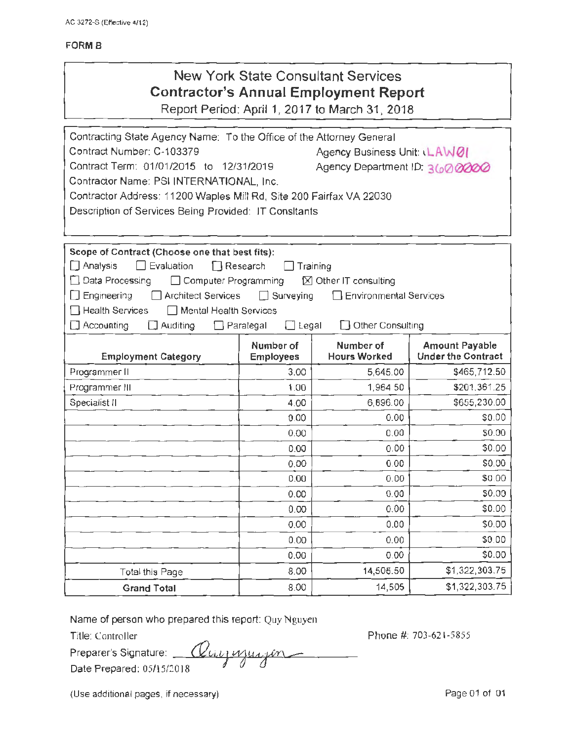AC 3272-S (Effective 4/12)

**FORM B**

# New York State Consultant Services
## Contractor's Annual Employment Report
Report Period: April 1, 2017 to March 31, 2018

Contracting State Agency Name: To the Office of the Attorney General
Contract Number: C-103379 Agency Business Unit: LAW01
Contract Term: 01/01/2015 to 12/31/2019 Agency Department ID: 3600000
Contractor Name: PSI INTERNATIONAL, Inc.
Contractor Address: 11200 Waples Mill Rd, Site 200 Fairfax VA 22030
Description of Services Being Provided: IT Consltants

**Scope of Contract (Choose one that best fits):**

☐ Analysis ☐ Evaluation ☐ Research ☐ Training
☐ Data Processing ☐ Computer Programming ☒ Other IT consulting
☐ Engineering ☐ Architect Services ☐ Surveying ☐ Environmental Services
☐ Health Services ☐ Mental Health Services
☐ Accounting ☐ Auditing ☐ Paralegal ☐ Legal ☐ Other Consulting

| Employment Category | Number of Employees | Number of Hours Worked | Amount Payable Under the Contract |
|---|---|---|---|
| Programmer II | 3.00 | 5,645.00 | $465,712.50 |
| Programmer III | 1.00 | 1,964.50 | $201,361.25 |
| Specialist II | 4.00 | 6,896.00 | $655,230.00 |
| | 0.00 | 0.00 | $0.00 |
| | 0.00 | 0.00 | $0.00 |
| | 0.00 | 0.00 | $0.00 |
| | 0.00 | 0.00 | $0.00 |
| | 0.00 | 0.00 | $0.00 |
| | 0.00 | 0.00 | $0.00 |
| | 0.00 | 0.00 | $0.00 |
| | 0.00 | 0.00 | $0.00 |
| | 0.00 | 0.00 | $0.00 |
| | 0.00 | 0.00 | $0.00 |
| Total this Page | 8.00 | 14,505.50 | $1,322,303.75 |
| **Grand Total** | 8.00 | 14,505 | $1,322,303.75 |

Name of person who prepared this report: Quy Nguyen
Title: Controller Phone #: 703-621-5855
Preparer's Signature: Quy Nguyen
Date Prepared: 05/15/2018

(Use additional pages, if necessary)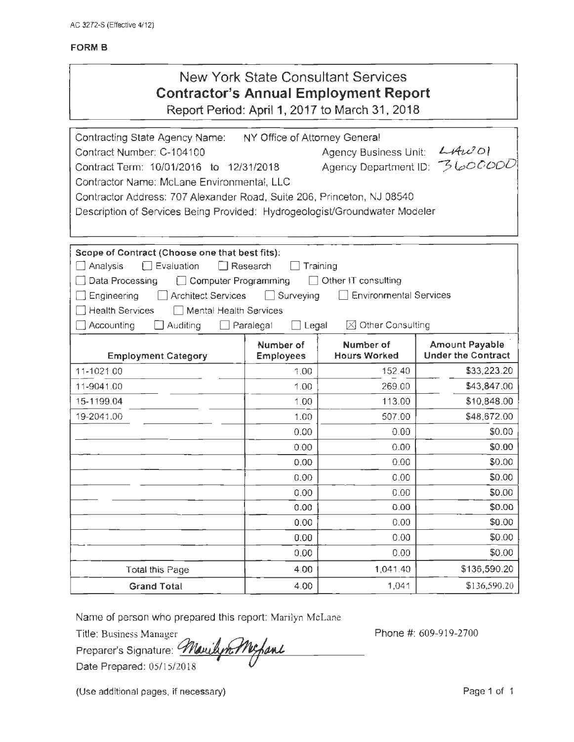AC 3272-S (Effective 4/12)

**FORM B**

# New York State Consultant Services
## Contractor's Annual Employment Report
Report Period: April 1, 2017 to March 31, 2018

Contracting State Agency Name: NY Office of Attorney General
Contract Number: C-104100 Agency Business Unit: LAW01
Contract Term: 10/01/2016 to 12/31/2018 Agency Department ID: 3600000
Contractor Name: McLane Environmental, LLC
Contractor Address: 707 Alexander Road, Suite 206, Princeton, NJ 08540
Description of Services Being Provided: Hydrogeologist/Groundwater Modeler

**Scope of Contract (Choose one that best fits):**

☐ Analysis ☐ Evaluation ☐ Research ☐ Training
☐ Data Processing ☐ Computer Programming ☐ Other IT consulting
☐ Engineering ☐ Architect Services ☐ Surveying ☐ Environmental Services
☐ Health Services ☐ Mental Health Services
☐ Accounting ☐ Auditing ☐ Paralegal ☐ Legal ☒ Other Consulting

| Employment Category | Number of Employees | Number of Hours Worked | Amount Payable Under the Contract |
|---|---|---|---|
| 11-1021.00 | 1.00 | 152.40 | $33,223.20 |
| 11-9041.00 | 1.00 | 269.00 | $43,847.00 |
| 15-1199.04 | 1.00 | 113.00 | $10,848.00 |
| 19-2041.00 | 1.00 | 507.00 | $48,672.00 |
| | 0.00 | 0.00 | $0.00 |
| | 0.00 | 0.00 | $0.00 |
| | 0.00 | 0.00 | $0.00 |
| | 0.00 | 0.00 | $0.00 |
| | 0.00 | 0.00 | $0.00 |
| | 0.00 | 0.00 | $0.00 |
| | 0.00 | 0.00 | $0.00 |
| | 0.00 | 0.00 | $0.00 |
| | 0.00 | 0.00 | $0.00 |
| Total this Page | 4.00 | 1,041.40 | $136,590.20 |
| **Grand Total** | 4.00 | 1,041 | $136,590.20 |

Name of person who prepared this report: Marilyn McLane
Title: Business Manager Phone #: 609-919-2700
Preparer's Signature: Marilyn McLane
Date Prepared: 05/15/2018

(Use additional pages, if necessary)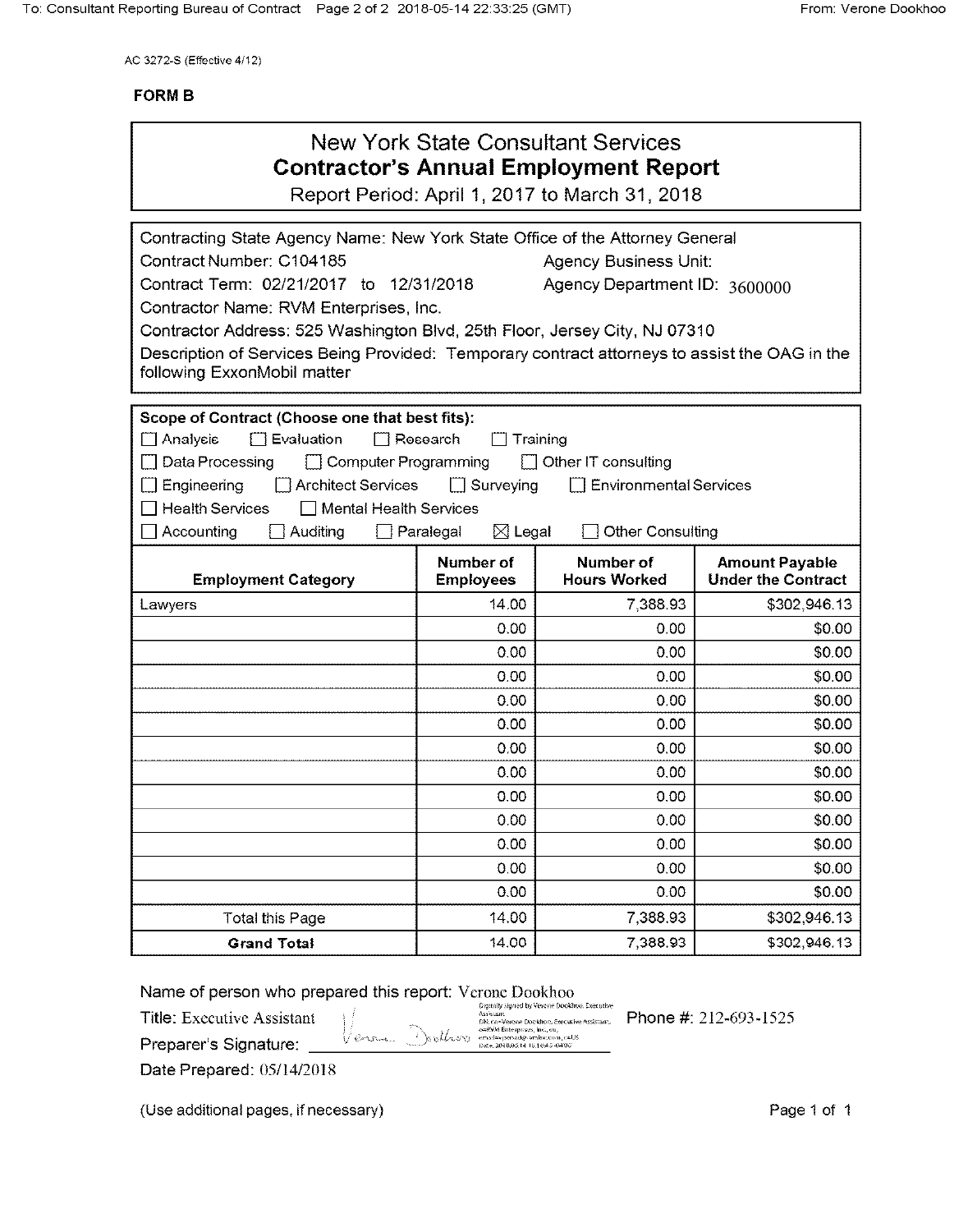AC 3272-S (Effective 4/12)

**FORM B**

# New York State Consultant Services
## Contractor's Annual Employment Report

Report Period: April 1, 2017 to March 31, 2018

Contracting State Agency Name: New York State Office of the Attorney General

Contract Number: C104185 Agency Business Unit:

Contract Term: 02/21/2017 to 12/31/2018 Agency Department ID: 3600000

Contractor Name: RVM Enterprises, Inc.

Contractor Address: 525 Washington Blvd, 25th Floor, Jersey City, NJ 07310

Description of Services Being Provided: Temporary contract attorneys to assist the OAG in the following ExxonMobil matter

**Scope of Contract (Choose one that best fits):**

☐ Analysis ☐ Evaluation ☐ Research ☐ Training
☐ Data Processing ☐ Computer Programming ☐ Other IT consulting
☐ Engineering ☐ Architect Services ☐ Surveying ☐ Environmental Services
☐ Health Services ☐ Mental Health Services
☐ Accounting ☐ Auditing ☐ Paralegal ☒ Legal ☐ Other Consulting

| Employment Category | Number of Employees | Number of Hours Worked | Amount Payable Under the Contract |
|---|---|---|---|
| Lawyers | 14.00 | 7,388.93 | $302,946.13 |
| | 0.00 | 0.00 | $0.00 |
| | 0.00 | 0.00 | $0.00 |
| | 0.00 | 0.00 | $0.00 |
| | 0.00 | 0.00 | $0.00 |
| | 0.00 | 0.00 | $0.00 |
| | 0.00 | 0.00 | $0.00 |
| | 0.00 | 0.00 | $0.00 |
| | 0.00 | 0.00 | $0.00 |
| | 0.00 | 0.00 | $0.00 |
| | 0.00 | 0.00 | $0.00 |
| | 0.00 | 0.00 | $0.00 |
| | 0.00 | 0.00 | $0.00 |
| Total this Page | 14.00 | 7,388.93 | $302,946.13 |
| **Grand Total** | 14.00 | 7,388.93 | $302,946.13 |

Name of person who prepared this report: Verone Dookhoo

Title: Executive Assistant Phone #: 212-693-1525

Preparer's Signature: Verone Dookhoo (Digitally signed by Verone Dookhoo, Executive Assistant, DN: cn=Verone Dookhoo, Executive Assistant, o=RVM Enterprises, Inc., ou, email, c=US Date: 2018.05.14 18:10:43 -04'00')

Date Prepared: 05/14/2018

(Use additional pages, if necessary)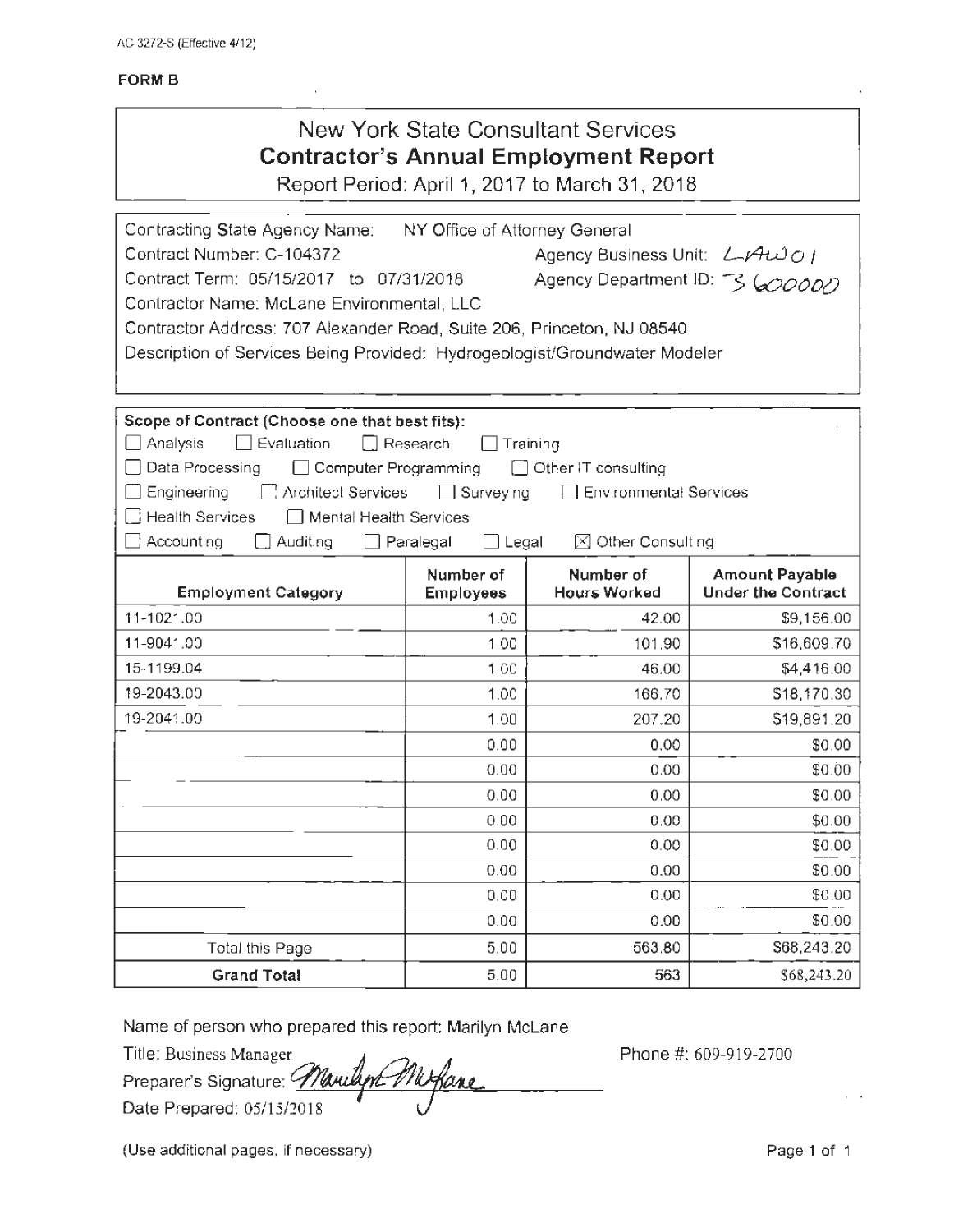AC 3272-S (Effective 4/12)

**FORM B**

# New York State Consultant Services
## Contractor's Annual Employment Report

Report Period: April 1, 2017 to March 31, 2018

Contracting State Agency Name: NY Office of Attorney General
Contract Number: C-104372 Agency Business Unit: LAW01
Contract Term: 05/15/2017 to 07/31/2018 Agency Department ID: 3600000
Contractor Name: McLane Environmental, LLC
Contractor Address: 707 Alexander Road, Suite 206, Princeton, NJ 08540
Description of Services Being Provided: Hydrogeologist/Groundwater Modeler

**Scope of Contract (Choose one that best fits):**

- [ ] Analysis
- [ ] Evaluation
- [ ] Research
- [ ] Training
- [ ] Data Processing
- [ ] Computer Programming
- [ ] Other IT consulting
- [ ] Engineering
- [ ] Architect Services
- [ ] Surveying
- [ ] Environmental Services
- [ ] Health Services
- [ ] Mental Health Services
- [ ] Accounting
- [ ] Auditing
- [ ] Paralegal
- [ ] Legal
- [x] Other Consulting

| Employment Category | Number of Employees | Number of Hours Worked | Amount Payable Under the Contract |
|---|---|---|---|
| 11-1021.00 | 1.00 | 42.00 | $9,156.00 |
| 11-9041.00 | 1.00 | 101.90 | $16,609.70 |
| 15-1199.04 | 1.00 | 46.00 | $4,416.00 |
| 19-2043.00 | 1.00 | 166.70 | $18,170.30 |
| 19-2041.00 | 1.00 | 207.20 | $19,891.20 |
| | 0.00 | 0.00 | $0.00 |
| | 0.00 | 0.00 | $0.00 |
| | 0.00 | 0.00 | $0.00 |
| | 0.00 | 0.00 | $0.00 |
| | 0.00 | 0.00 | $0.00 |
| | 0.00 | 0.00 | $0.00 |
| | 0.00 | 0.00 | $0.00 |
| | 0.00 | 0.00 | $0.00 |
| Total this Page | 5.00 | 563.80 | $68,243.20 |
| **Grand Total** | 5.00 | 563 | $68,243.20 |

Name of person who prepared this report: Marilyn McLane
Title: Business Manager
Preparer's Signature: Marilyn McLane
Date Prepared: 05/15/2018

Phone #: 609-919-2700

(Use additional pages, if necessary)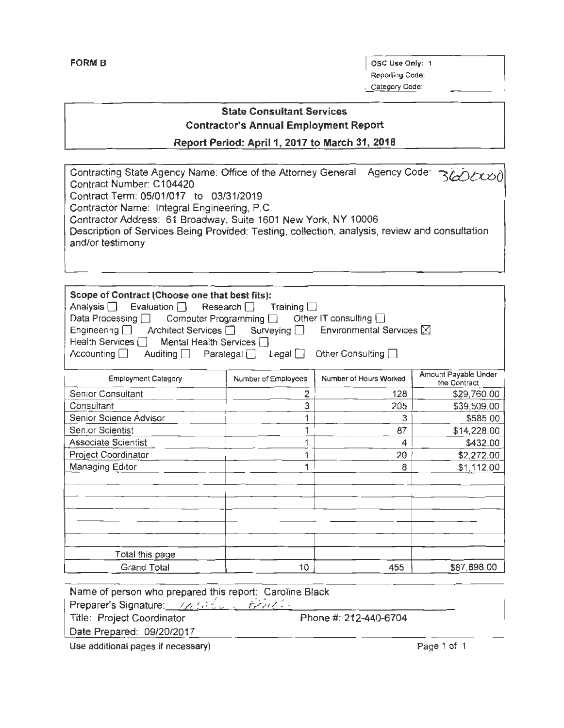**FORM B**

OSC Use Only: 1
Reporting Code:
Category Code:

## State Consultant Services
## Contractor's Annual Employment Report
### Report Period: April 1, 2017 to March 31, 2018

Contracting State Agency Name: Office of the Attorney General Agency Code: 3600000
Contract Number: C104420
Contract Term: 05/01/017 to 03/31/2019
Contractor Name: Integral Engineering, P.C.
Contractor Address: 61 Broadway, Suite 1601 New York, NY 10006
Description of Services Being Provided: Testing, collection, analysis, review and consultation and/or testimony

**Scope of Contract (Choose one that best fits):**
Analysis ☐ Evaluation ☐ Research ☐ Training ☐
Data Processing ☐ Computer Programming ☐ Other IT consulting ☐
Engineering ☐ Architect Services ☐ Surveying ☐ Environmental Services ☒
Health Services ☐ Mental Health Services ☐
Accounting ☐ Auditing ☐ Paralegal ☐ Legal ☐ Other Consulting ☐

| Employment Category | Number of Employees | Number of Hours Worked | Amount Payable Under the Contract |
|---|---|---|---|
| Senior Consultant | 2 | 128 | $29,760.00 |
| Consultant | 3 | 205 | $39,509.00 |
| Senior Science Advisor | 1 | 3 | $585.00 |
| Senior Scientist | 1 | 87 | $14,228.00 |
| Associate Scientist | 1 | 4 | $432.00 |
| Project Coordinator | 1 | 20 | $2,272.00 |
| Managing Editor | 1 | 8 | $1,112.00 |
| | | | |
| | | | |
| | | | |
| | | | |
| | | | |
| Total this page | | | |
| Grand Total | 10 | 455 | $87,898.00 |

Name of person who prepared this report: Caroline Black
Preparer's Signature: *Caroline Black*
Title: Project Coordinator Phone #: 212-440-6704
Date Prepared: 09/20/2017

Use additional pages if necessary)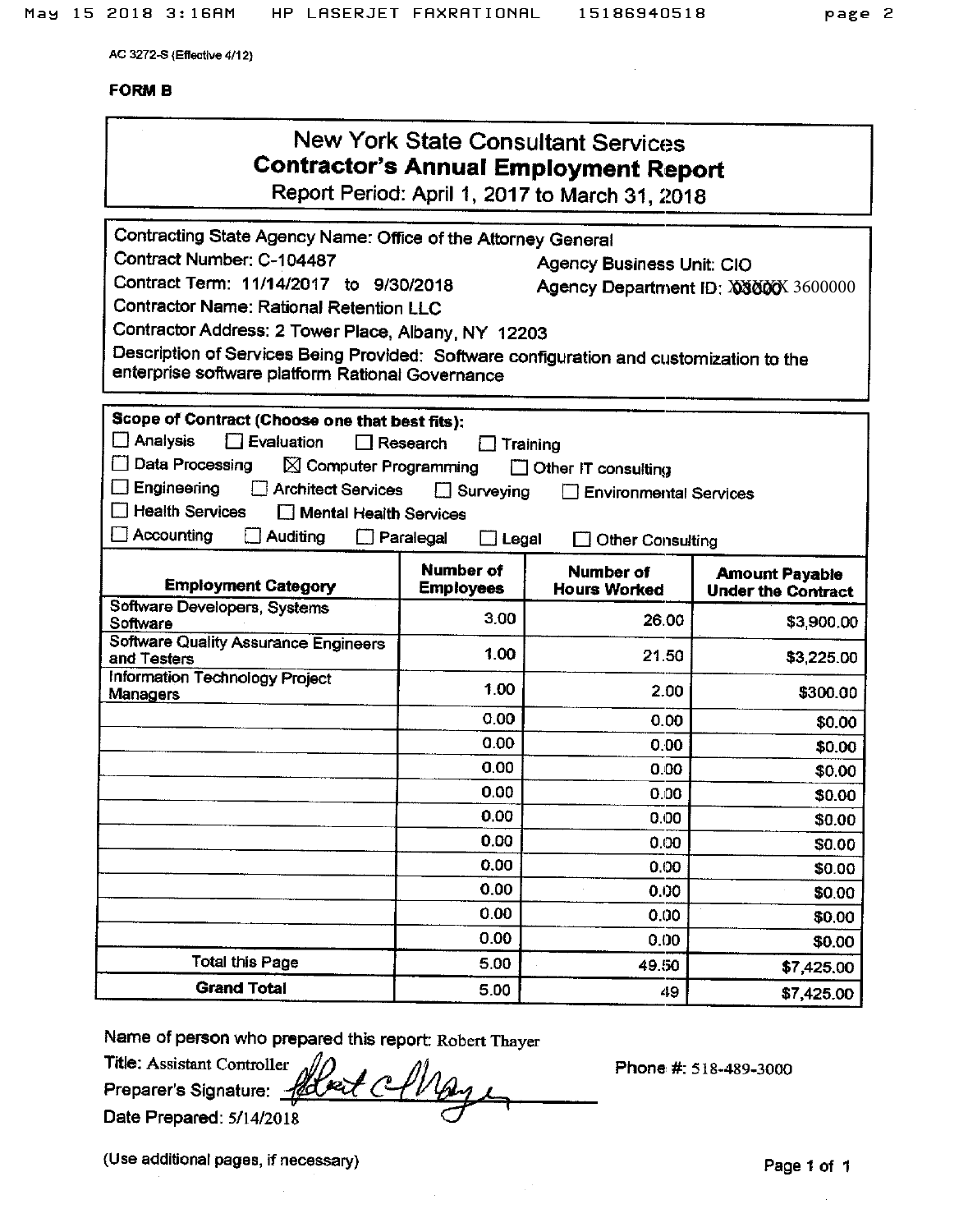AC 3272-S (Effective 4/12)

**FORM B**

## New York State Consultant Services
## Contractor's Annual Employment Report
Report Period: April 1, 2017 to March 31, 2018

Contracting State Agency Name: Office of the Attorney General
Contract Number: C-104487 Agency Business Unit: CIO
Contract Term: 11/14/2017 to 9/30/2018 Agency Department ID: ~~XXXXX~~ 3600000
Contractor Name: Rational Retention LLC
Contractor Address: 2 Tower Place, Albany, NY 12203
Description of Services Being Provided: Software configuration and customization to the enterprise software platform Rational Governance

**Scope of Contract (Choose one that best fits):**

☐ Analysis ☐ Evaluation ☐ Research ☐ Training
☐ Data Processing ☒ Computer Programming ☐ Other IT consulting
☐ Engineering ☐ Architect Services ☐ Surveying ☐ Environmental Services
☐ Health Services ☐ Mental Health Services
☐ Accounting ☐ Auditing ☐ Paralegal ☐ Legal ☐ Other Consulting

| Employment Category | Number of Employees | Number of Hours Worked | Amount Payable Under the Contract |
|---|---|---|---|
| Software Developers, Systems Software | 3.00 | 26.00 | $3,900.00 |
| Software Quality Assurance Engineers and Testers | 1.00 | 21.50 | $3,225.00 |
| Information Technology Project Managers | 1.00 | 2.00 | $300.00 |
| | 0.00 | 0.00 | $0.00 |
| | 0.00 | 0.00 | $0.00 |
| | 0.00 | 0.00 | $0.00 |
| | 0.00 | 0.00 | $0.00 |
| | 0.00 | 0.00 | $0.00 |
| | 0.00 | 0.00 | $0.00 |
| | 0.00 | 0.00 | $0.00 |
| | 0.00 | 0.00 | $0.00 |
| | 0.00 | 0.00 | $0.00 |
| | 0.00 | 0.00 | $0.00 |
| Total this Page | 5.00 | 49.50 | $7,425.00 |
| **Grand Total** | 5.00 | 49 | $7,425.00 |

Name of person who prepared this report: Robert Thayer
Title: Assistant Controller
Preparer's Signature: [signature]
Date Prepared: 5/14/2018

Phone #: 518-489-3000

(Use additional pages, if necessary)

Page 1 of 1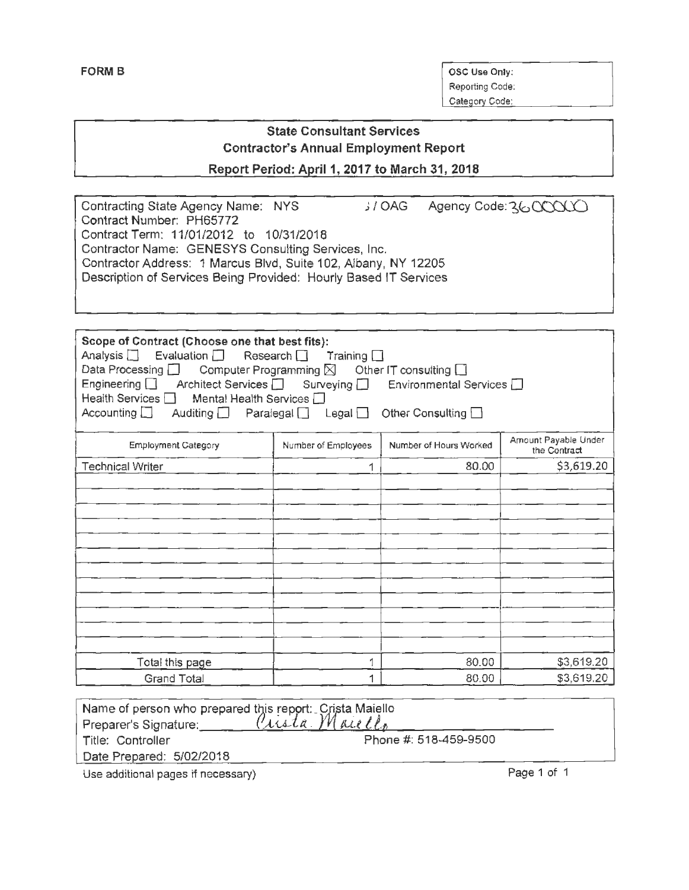**FORM B**

| OSC Use Only: |
|---|
| Reporting Code: |
| Category Code: |

**State Consultant Services**
**Contractor's Annual Employment Report**
**Report Period: April 1, 2017 to March 31, 2018**

Contracting State Agency Name: NYS ; / OAG Agency Code: 3600000
Contract Number: PH65772
Contract Term: 11/01/2012 to 10/31/2018
Contractor Name: GENESYS Consulting Services, Inc.
Contractor Address: 1 Marcus Blvd, Suite 102, Albany, NY 12205
Description of Services Being Provided: Hourly Based IT Services

**Scope of Contract (Choose one that best fits):**
Analysis ☐ Evaluation ☐ Research ☐ Training ☐
Data Processing ☐ Computer Programming ☒ Other IT consulting ☐
Engineering ☐ Architect Services ☐ Surveying ☐ Environmental Services ☐
Health Services ☐ Mental Health Services ☐
Accounting ☐ Auditing ☐ Paralegal ☐ Legal ☐ Other Consulting ☐

| Employment Category | Number of Employees | Number of Hours Worked | Amount Payable Under the Contract |
|---|---|---|---|
| Technical Writer | 1 | 80.00 | $3,619.20 |
| | | | |
| | | | |
| | | | |
| | | | |
| | | | |
| | | | |
| | | | |
| | | | |
| | | | |
| | | | |
| | | | |
| Total this page | 1 | 80.00 | $3,619.20 |
| Grand Total | 1 | 80.00 | $3,619.20 |

Name of person who prepared this report: Crista Maiello
Preparer's Signature: Crista Maiello
Title: Controller Phone #: 518-459-9500
Date Prepared: 5/02/2018

Use additional pages if necessary)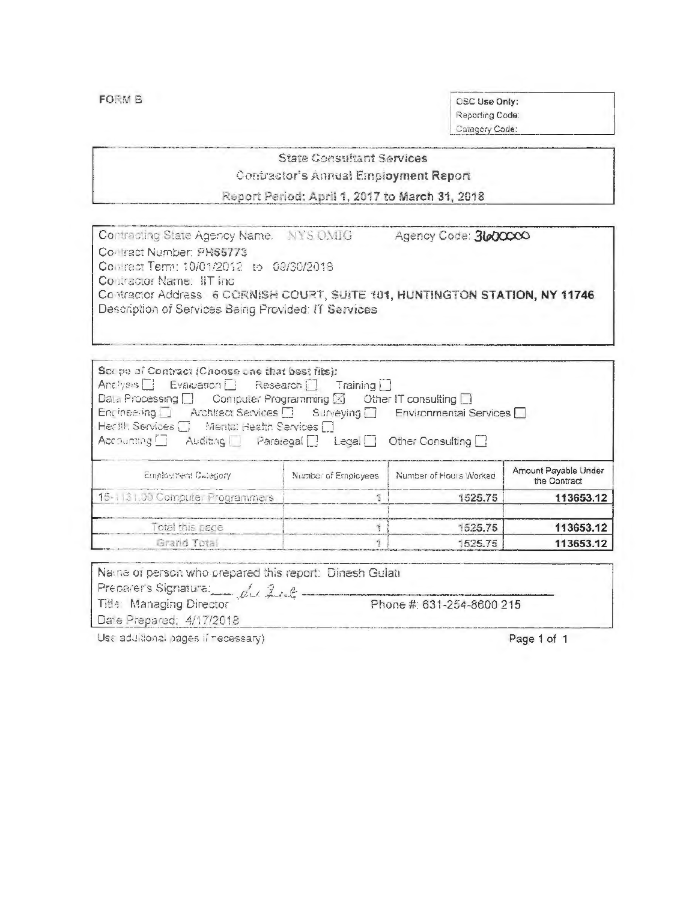FORM B

| CSC Use Only: |
|---|
| Reporting Code: |
| Category Code: |

## State Consultant Services
### Contractor's Annual Employment Report
### Report Period: April 1, 2017 to March 31, 2018

Contracting State Agency Name: NYS OMIG Agency Code: 3600000

Contract Number: PHS5773

Contract Term: 10/01/2012 to 09/30/2018

Contractor Name: IIT Inc

Contractor Address: **6 CORNISH COURT, SUITE 101, HUNTINGTON STATION, NY 11746**

Description of Services Being Provided: IT Services

**Scope of Contract (Choose one that best fits):**

Analysis ☐ Evaluation ☐ Research ☐ Training ☐

Data Processing ☐ Computer Programming ☒ Other IT consulting ☐

Engineering ☐ Architect Services ☐ Surveying ☐ Environmental Services ☐

Health Services ☐ Mental Health Services ☐

Accounting ☐ Auditing ☐ Paralegal ☐ Legal ☐ Other Consulting ☐

| Employment Category | Number of Employees | Number of Hours Worked | Amount Payable Under the Contract |
|---|---|---|---|
| 15-1131.00 Computer Programmers | 1 | **1525.75** | **113653.12** |
| | | | |
| Total this page | 1 | **1525.75** | **113653.12** |
| Grand Total | 1 | 1525.75 | **113653.12** |

Name of person who prepared this report: Dinesh Gulati

Preparer's Signature: [signature]

Title: Managing Director Phone #: 631-254-8600 215

Date Prepared: 4/17/2018

Use additional pages if necessary)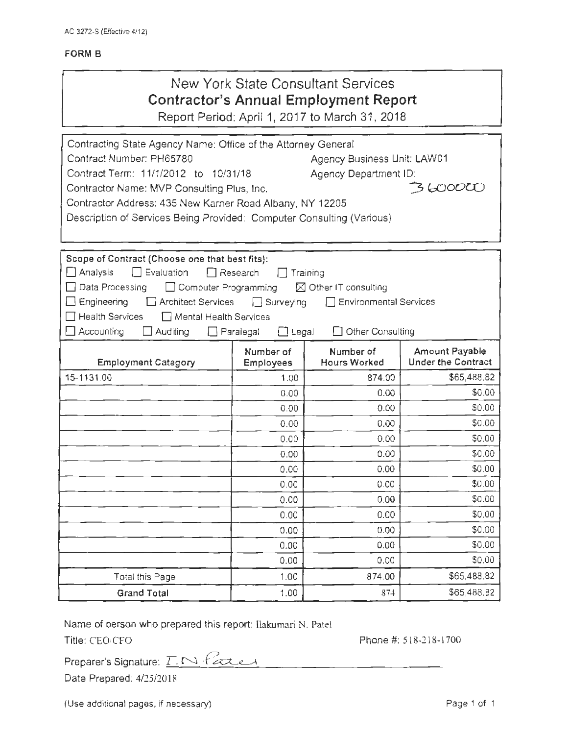AC 3272-S (Effective 4/12)

**FORM B**

# New York State Consultant Services
## Contractor's Annual Employment Report

Report Period: April 1, 2017 to March 31, 2018

Contracting State Agency Name: Office of the Attorney General
Contract Number: PH65780 Agency Business Unit: LAW01
Contract Term: 11/1/2012 to 10/31/18 Agency Department ID: 3600000
Contractor Name: MVP Consulting Plus, Inc.
Contractor Address: 435 New Karner Road Albany, NY 12205
Description of Services Being Provided: Computer Consulting (Various)

**Scope of Contract (Choose one that best fits):**

☐ Analysis ☐ Evaluation ☐ Research ☐ Training
☐ Data Processing ☐ Computer Programming ☒ Other IT consulting
☐ Engineering ☐ Architect Services ☐ Surveying ☐ Environmental Services
☐ Health Services ☐ Mental Health Services
☐ Accounting ☐ Auditing ☐ Paralegal ☐ Legal ☐ Other Consulting

| Employment Category | Number of Employees | Number of Hours Worked | Amount Payable Under the Contract |
|---|---|---|---|
| 15-1131.00 | 1.00 | 874.00 | $65,488.82 |
| | 0.00 | 0.00 | $0.00 |
| | 0.00 | 0.00 | $0.00 |
| | 0.00 | 0.00 | $0.00 |
| | 0.00 | 0.00 | $0.00 |
| | 0.00 | 0.00 | $0.00 |
| | 0.00 | 0.00 | $0.00 |
| | 0.00 | 0.00 | $0.00 |
| | 0.00 | 0.00 | $0.00 |
| | 0.00 | 0.00 | $0.00 |
| | 0.00 | 0.00 | $0.00 |
| | 0.00 | 0.00 | $0.00 |
| | 0.00 | 0.00 | $0.00 |
| Total this Page | 1.00 | 874.00 | $65,488.82 |
| **Grand Total** | 1.00 | 874 | $65,488.82 |

Name of person who prepared this report: Ilakumari N. Patel
Title: CEO/CFO Phone #: 518-218-1700
Preparer's Signature: I.N Patel
Date Prepared: 4/25/2018

(Use additional pages, if necessary)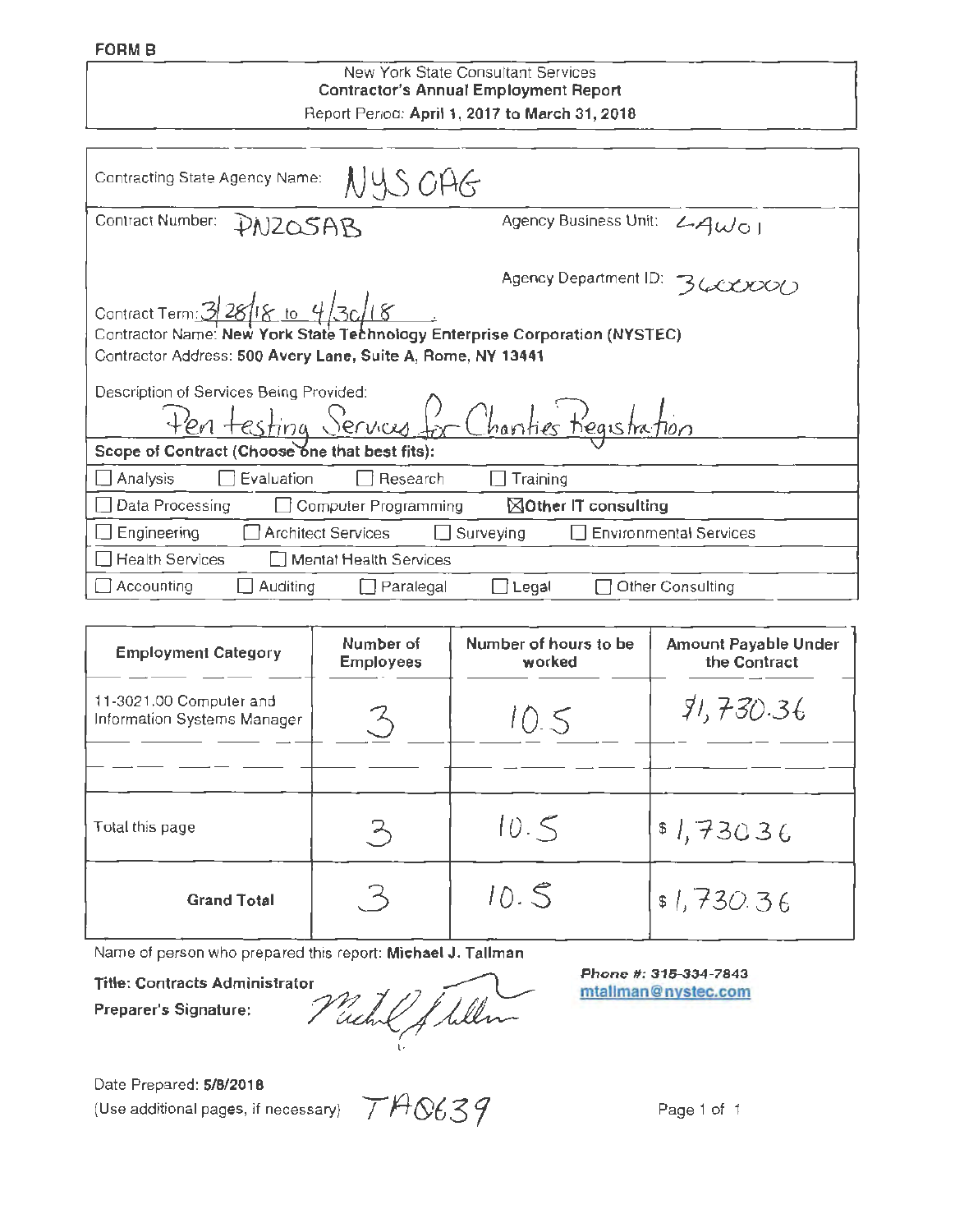**FORM B**

New York State Consultant Services
**Contractor's Annual Employment Report**
Report Period: **April 1, 2017 to March 31, 2018**

Contracting State Agency Name: NYS OAG

Contract Number: PN205AB

Agency Business Unit: LAW01

Agency Department ID: 3600000

Contract Term: 3/28/18 to 4/30/18

Contractor Name: **New York State Technology Enterprise Corporation (NYSTEC)**

Contractor Address: **500 Avery Lane, Suite A, Rome, NY 13441**

Description of Services Being Provided:
Pen testing Services for Charities Registration

**Scope of Contract (Choose one that best fits):**

- ☐ Analysis ☐ Evaluation ☐ Research ☐ Training
- ☐ Data Processing ☐ Computer Programming ☒ **Other IT consulting**
- ☐ Engineering ☐ Architect Services ☐ Surveying ☐ Environmental Services
- ☐ Health Services ☐ Mental Health Services
- ☐ Accounting ☐ Auditing ☐ Paralegal ☐ Legal ☐ Other Consulting

| Employment Category | Number of Employees | Number of hours to be worked | Amount Payable Under the Contract |
|---|---|---|---|
| 11-3021.00 Computer and Information Systems Manager | 3 | 10.5 | $1,730.36 |
| | | | |
| | | | |
| Total this page | 3 | 10.5 | $ 1,730.36 |
| **Grand Total** | 3 | 10.5 | $ 1,730.36 |

Name of person who prepared this report: **Michael J. Tallman**

**Title: Contracts Administrator**

**Preparer's Signature:** Michael J. Tallman

***Phone #: 315-334-7843***
mtallman@nystec.com

Date Prepared: **5/8/2018**
(Use additional pages, if necessary) TA0639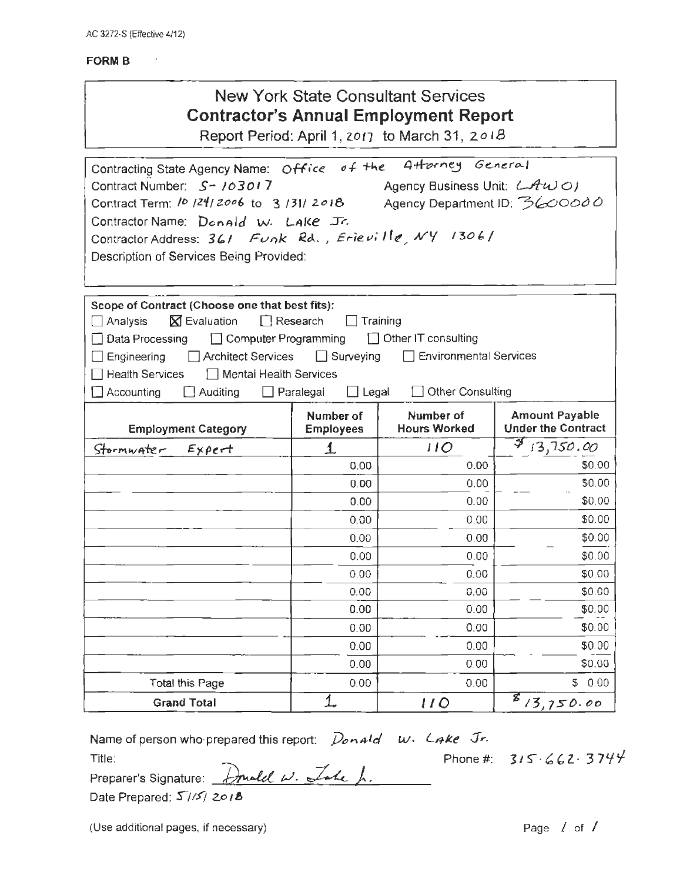AC 3272-S (Effective 4/12)

**FORM B**

# New York State Consultant Services
## Contractor's Annual Employment Report

Report Period: April 1, 2017 to March 31, 2018

Contracting State Agency Name: Office of the Attorney General
Contract Number: S-103017 Agency Business Unit: LAW01
Contract Term: 10/24/2006 to 3/31/2018 Agency Department ID: 3600000
Contractor Name: Donald W. Lake Jr.
Contractor Address: 361 Funk Rd., Erieville, NY 13061
Description of Services Being Provided:

**Scope of Contract (Choose one that best fits):**

☐ Analysis ☒ Evaluation ☐ Research ☐ Training
☐ Data Processing ☐ Computer Programming ☐ Other IT consulting
☐ Engineering ☐ Architect Services ☐ Surveying ☐ Environmental Services
☐ Health Services ☐ Mental Health Services
☐ Accounting ☐ Auditing ☐ Paralegal ☐ Legal ☐ Other Consulting

| Employment Category | Number of Employees | Number of Hours Worked | Amount Payable Under the Contract |
|---|---|---|---|
| Stormwater Expert | 1 | 110 | $13,750.00 |
| | 0.00 | 0.00 | $0.00 |
| | 0.00 | 0.00 | $0.00 |
| | 0.00 | 0.00 | $0.00 |
| | 0.00 | 0.00 | $0.00 |
| | 0.00 | 0.00 | $0.00 |
| | 0.00 | 0.00 | $0.00 |
| | 0.00 | 0.00 | $0.00 |
| | 0.00 | 0.00 | $0.00 |
| | 0.00 | 0.00 | $0.00 |
| | 0.00 | 0.00 | $0.00 |
| | 0.00 | 0.00 | $0.00 |
| | 0.00 | 0.00 | $0.00 |
| Total this Page | 0.00 | 0.00 | $ 0.00 |
| **Grand Total** | 1 | 110 | $13,750.00 |

Name of person who prepared this report: Donald W. Lake Jr.
Title: Phone #: 315-662-3744
Preparer's Signature: Donald W. Lake Jr.
Date Prepared: 5/15/2018

(Use additional pages, if necessary)

Page 1 of 1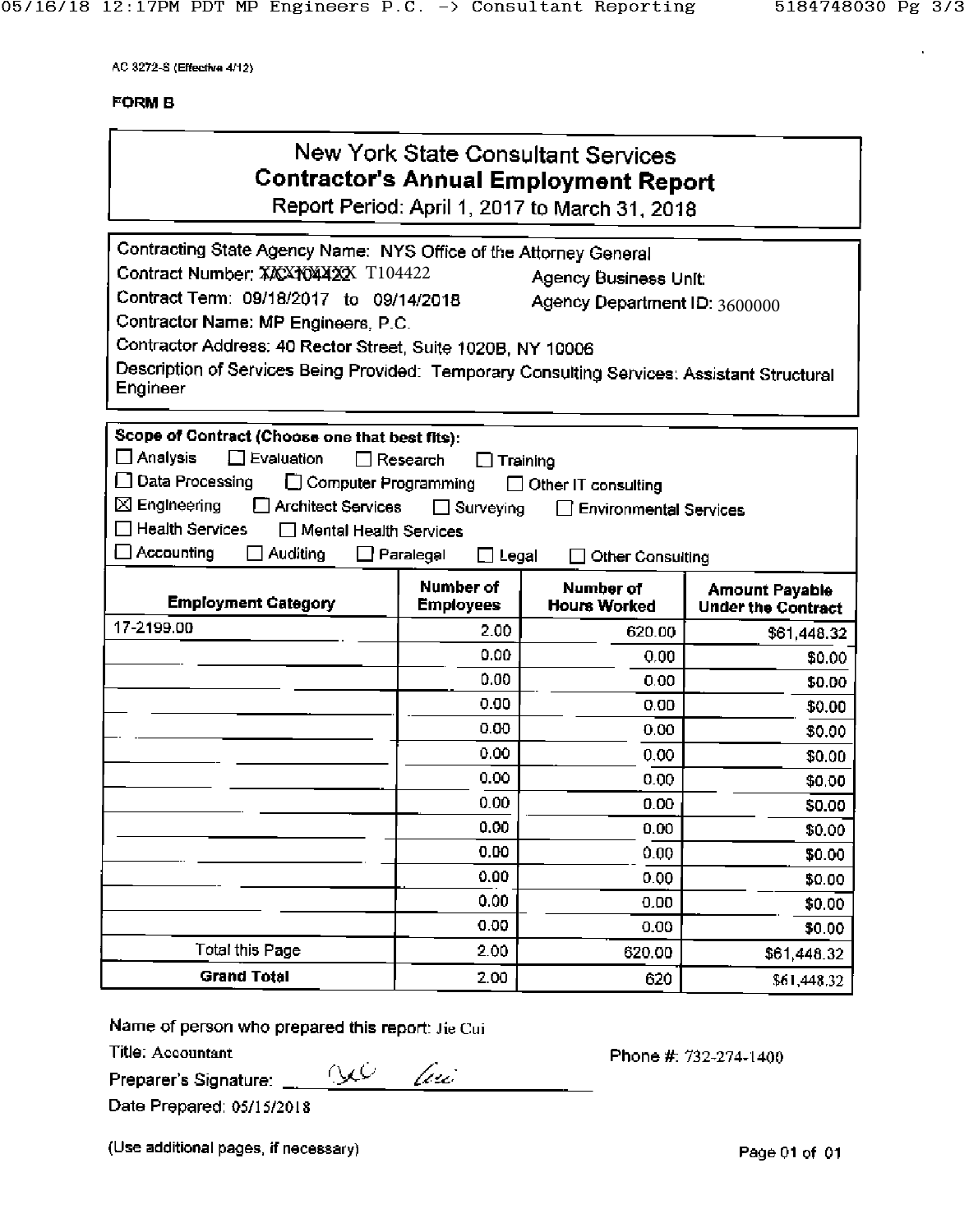AC 3272-S (Effective 4/12)

**FORM B**

# New York State Consultant Services
## Contractor's Annual Employment Report
Report Period: April 1, 2017 to March 31, 2018

Contracting State Agency Name: NYS Office of the Attorney General
Contract Number: ~~XXXXXXXX~~ T104422 Agency Business Unit:
Contract Term: 09/18/2017 to 09/14/2018 Agency Department ID: 3600000
Contractor Name: MP Engineers, P.C.
Contractor Address: 40 Rector Street, Suite 1020B, NY 10006
Description of Services Being Provided: Temporary Consulting Services: Assistant Structural Engineer

**Scope of Contract (Choose one that best fits):**

☐ Analysis ☐ Evaluation ☐ Research ☐ Training
☐ Data Processing ☐ Computer Programming ☐ Other IT consulting
☒ Engineering ☐ Architect Services ☐ Surveying ☐ Environmental Services
☐ Health Services ☐ Mental Health Services
☐ Accounting ☐ Auditing ☐ Paralegal ☐ Legal ☐ Other Consulting

| Employment Category | Number of Employees | Number of Hours Worked | Amount Payable Under the Contract |
|---|---|---|---|
| 17-2199.00 | 2.00 | 620.00 | $61,448.32 |
| | 0.00 | 0.00 | $0.00 |
| | 0.00 | 0.00 | $0.00 |
| | 0.00 | 0.00 | $0.00 |
| | 0.00 | 0.00 | $0.00 |
| | 0.00 | 0.00 | $0.00 |
| | 0.00 | 0.00 | $0.00 |
| | 0.00 | 0.00 | $0.00 |
| | 0.00 | 0.00 | $0.00 |
| | 0.00 | 0.00 | $0.00 |
| | 0.00 | 0.00 | $0.00 |
| | 0.00 | 0.00 | $0.00 |
| | 0.00 | 0.00 | $0.00 |
| Total this Page | 2.00 | 620.00 | $61,448.32 |
| **Grand Total** | 2.00 | 620 | $61,448.32 |

Name of person who prepared this report: Jie Cui
Title: Accountant
Preparer's Signature: Jie Cui
Date Prepared: 05/15/2018
Phone #: 732-274-1400

(Use additional pages, if necessary)

Page 01 of 01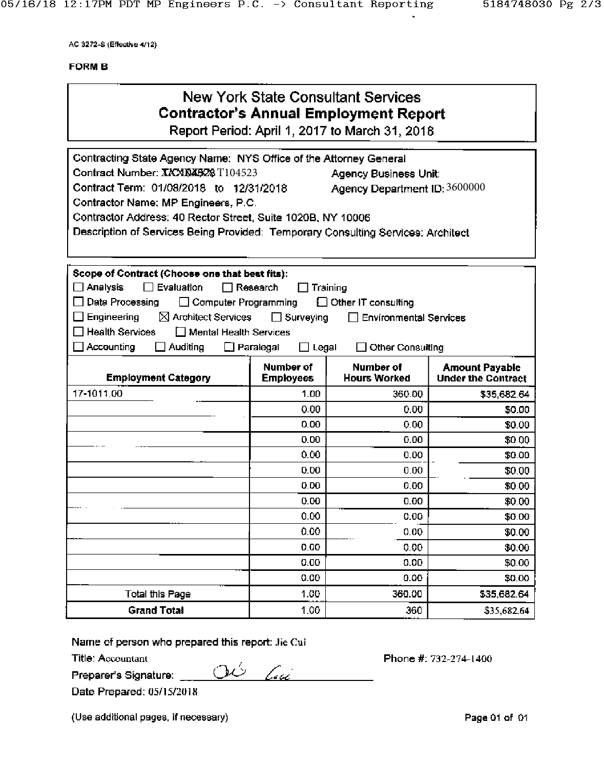AC 3272-S (Effective 4/12)

**FORM B**

# New York State Consultant Services
## Contractor's Annual Employment Report
Report Period: April 1, 2017 to March 31, 2018

Contracting State Agency Name: NYS Office of the Attorney General
Contract Number: T104523 Agency Business Unit:
Contract Term: 01/08/2018 to 12/31/2018 Agency Department ID: 3600000
Contractor Name: MP Engineers, P.C.
Contractor Address: 40 Rector Street, Suite 1020B, NY 10006
Description of Services Being Provided: Temporary Consulting Services: Architect

**Scope of Contract (Choose one that best fits):**

☐ Analysis ☐ Evaluation ☐ Research ☐ Training
☐ Data Processing ☐ Computer Programming ☐ Other IT consulting
☐ Engineering ☒ Architect Services ☐ Surveying ☐ Environmental Services
☐ Health Services ☐ Mental Health Services
☐ Accounting ☐ Auditing ☐ Paralegal ☐ Legal ☐ Other Consulting

| Employment Category | Number of Employees | Number of Hours Worked | Amount Payable Under the Contract |
|---|---|---|---|
| 17-1011.00 | 1.00 | 360.00 | $35,682.64 |
| | 0.00 | 0.00 | $0.00 |
| | 0.00 | 0.00 | $0.00 |
| | 0.00 | 0.00 | $0.00 |
| | 0.00 | 0.00 | $0.00 |
| | 0.00 | 0.00 | $0.00 |
| | 0.00 | 0.00 | $0.00 |
| | 0.00 | 0.00 | $0.00 |
| | 0.00 | 0.00 | $0.00 |
| | 0.00 | 0.00 | $0.00 |
| | 0.00 | 0.00 | $0.00 |
| | 0.00 | 0.00 | $0.00 |
| | 0.00 | 0.00 | $0.00 |
| Total this Page | 1.00 | 360.00 | $35,682.64 |
| **Grand Total** | 1.00 | 360 | $35,682.64 |

Name of person who prepared this report: Jie Cui
Title: Accountant Phone #: 732-274-1400
Preparer's Signature: Jie Cui
Date Prepared: 05/15/2018

(Use additional pages, if necessary)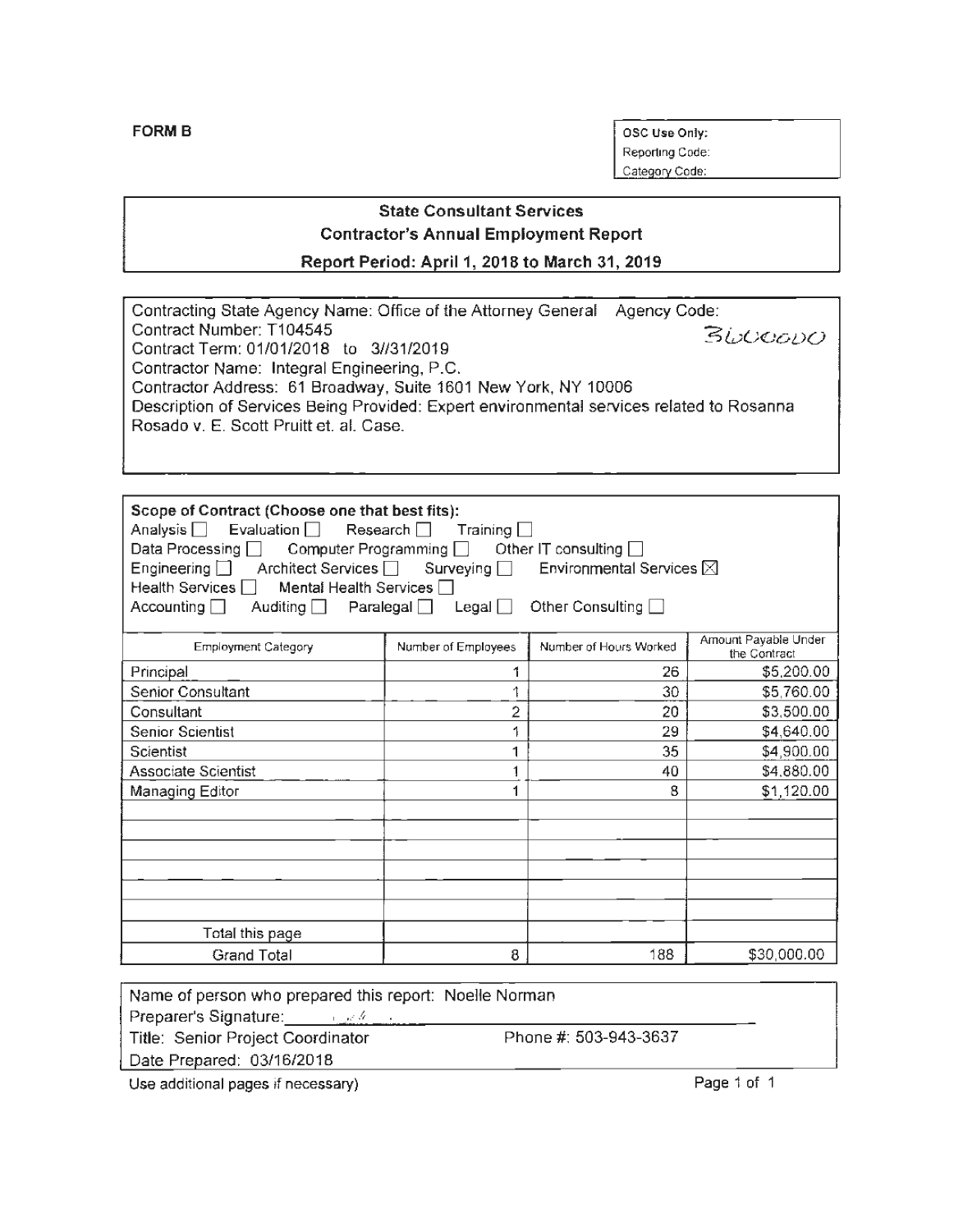**FORM B**

OSC Use Only:
Reporting Code:
Category Code:

## State Consultant Services
## Contractor's Annual Employment Report
## Report Period: April 1, 2018 to March 31, 2019

Contracting State Agency Name: Office of the Attorney General Agency Code: 3600000
Contract Number: T104545
Contract Term: 01/01/2018 to 3//31/2019
Contractor Name: Integral Engineering, P.C.
Contractor Address: 61 Broadway, Suite 1601 New York, NY 10006
Description of Services Being Provided: Expert environmental services related to Rosanna Rosado v. E. Scott Pruitt et. al. Case.

**Scope of Contract (Choose one that best fits):**
Analysis ☐ Evaluation ☐ Research ☐ Training ☐
Data Processing ☐ Computer Programming ☐ Other IT consulting ☐
Engineering ☐ Architect Services ☐ Surveying ☐ Environmental Services ☒
Health Services ☐ Mental Health Services ☐
Accounting ☐ Auditing ☐ Paralegal ☐ Legal ☐ Other Consulting ☐

| Employment Category | Number of Employees | Number of Hours Worked | Amount Payable Under the Contract |
|---|---|---|---|
| Principal | 1 | 26 | $5,200.00 |
| Senior Consultant | 1 | 30 | $5,760.00 |
| Consultant | 2 | 20 | $3,500.00 |
| Senior Scientist | 1 | 29 | $4,640.00 |
| Scientist | 1 | 35 | $4,900.00 |
| Associate Scientist | 1 | 40 | $4,880.00 |
| Managing Editor | 1 | 8 | $1,120.00 |
| | | | |
| | | | |
| | | | |
| | | | |
| | | | |
| | | | |
| Total this page | | | |
| Grand Total | 8 | 188 | $30,000.00 |

Name of person who prepared this report: Noelle Norman
Preparer's Signature:
Title: Senior Project Coordinator Phone #: 503-943-3637
Date Prepared: 03/16/2018

Use additional pages if necessary)